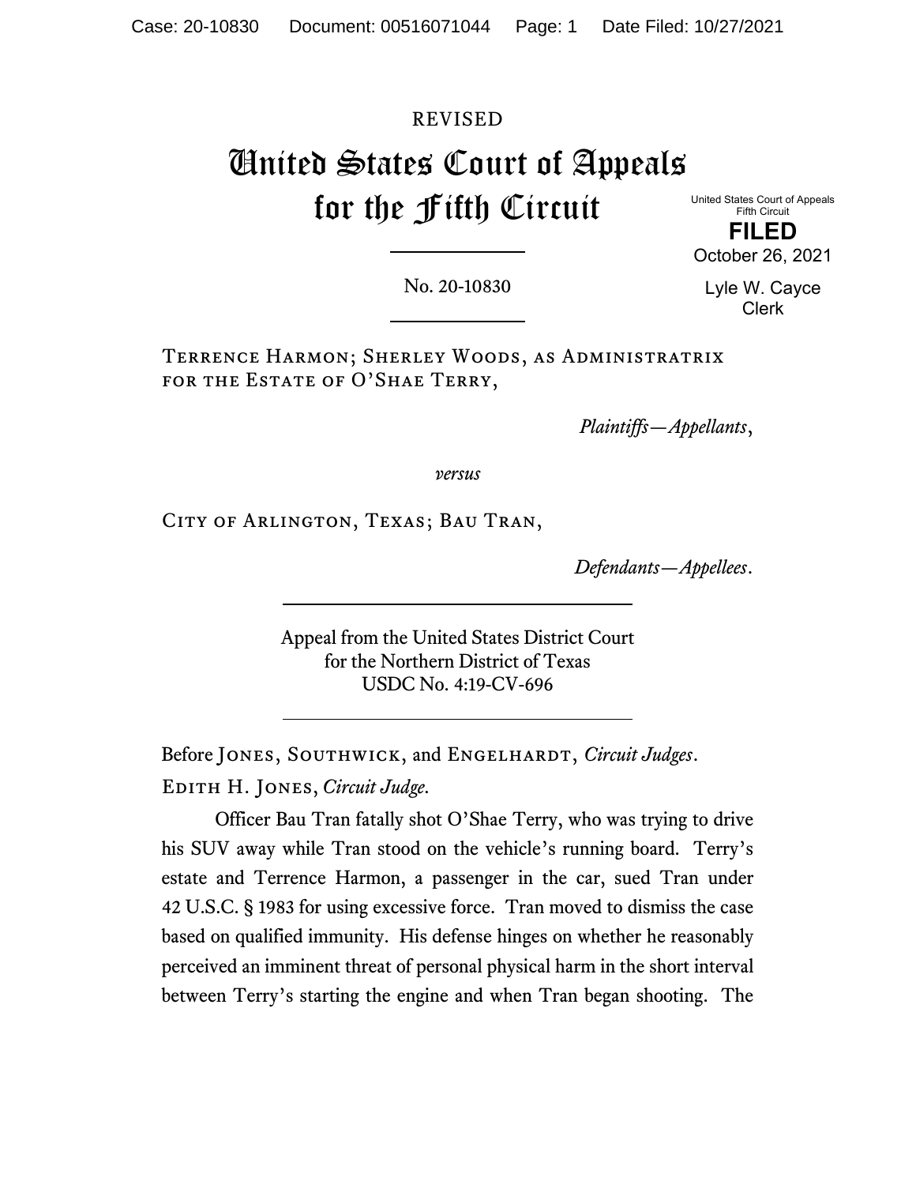REVISED

# United States Court of Appeals for the Fifth Circuit

United States Court of Appeals
Fifth Circuit

**FILED**

October 26, 2021

Lyle W. Cayce
Clerk

No. 20-10830

Terrence Harmon; Sherley Woods, as Administratrix for the Estate of O'Shae Terry,

*Plaintiffs—Appellants*,

*versus*

City of Arlington, Texas; Bau Tran,

*Defendants—Appellees*.

Appeal from the United States District Court
for the Northern District of Texas
USDC No. 4:19-CV-696

Before Jones, Southwick, and Engelhardt, *Circuit Judges*.

Edith H. Jones, *Circuit Judge.*

Officer Bau Tran fatally shot O'Shae Terry, who was trying to drive his SUV away while Tran stood on the vehicle's running board. Terry's estate and Terrence Harmon, a passenger in the car, sued Tran under 42 U.S.C. § 1983 for using excessive force. Tran moved to dismiss the case based on qualified immunity. His defense hinges on whether he reasonably perceived an imminent threat of personal physical harm in the short interval between Terry's starting the engine and when Tran began shooting. The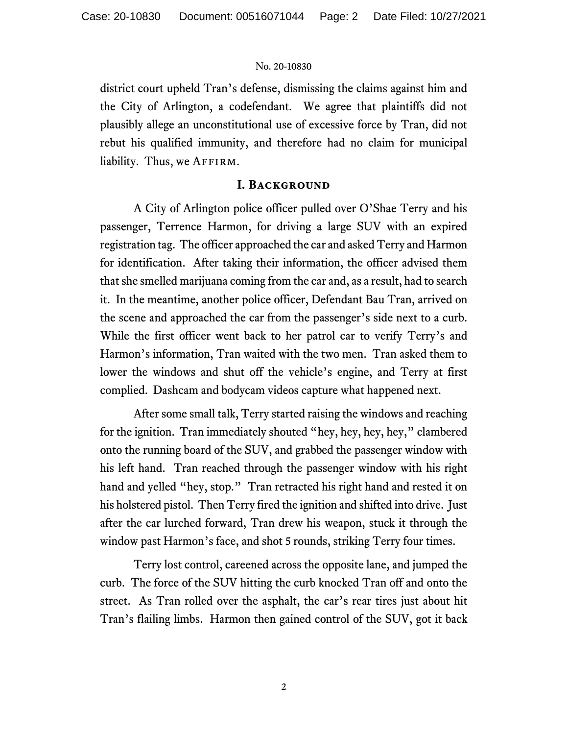district court upheld Tran's defense, dismissing the claims against him and the City of Arlington, a codefendant. We agree that plaintiffs did not plausibly allege an unconstitutional use of excessive force by Tran, did not rebut his qualified immunity, and therefore had no claim for municipal liability. Thus, we AFFIRM.

## I. BACKGROUND

A City of Arlington police officer pulled over O'Shae Terry and his passenger, Terrence Harmon, for driving a large SUV with an expired registration tag. The officer approached the car and asked Terry and Harmon for identification. After taking their information, the officer advised them that she smelled marijuana coming from the car and, as a result, had to search it. In the meantime, another police officer, Defendant Bau Tran, arrived on the scene and approached the car from the passenger's side next to a curb. While the first officer went back to her patrol car to verify Terry's and Harmon's information, Tran waited with the two men. Tran asked them to lower the windows and shut off the vehicle's engine, and Terry at first complied. Dashcam and bodycam videos capture what happened next.

After some small talk, Terry started raising the windows and reaching for the ignition. Tran immediately shouted "hey, hey, hey, hey," clambered onto the running board of the SUV, and grabbed the passenger window with his left hand. Tran reached through the passenger window with his right hand and yelled "hey, stop." Tran retracted his right hand and rested it on his holstered pistol. Then Terry fired the ignition and shifted into drive. Just after the car lurched forward, Tran drew his weapon, stuck it through the window past Harmon's face, and shot 5 rounds, striking Terry four times.

Terry lost control, careened across the opposite lane, and jumped the curb. The force of the SUV hitting the curb knocked Tran off and onto the street. As Tran rolled over the asphalt, the car's rear tires just about hit Tran's flailing limbs. Harmon then gained control of the SUV, got it back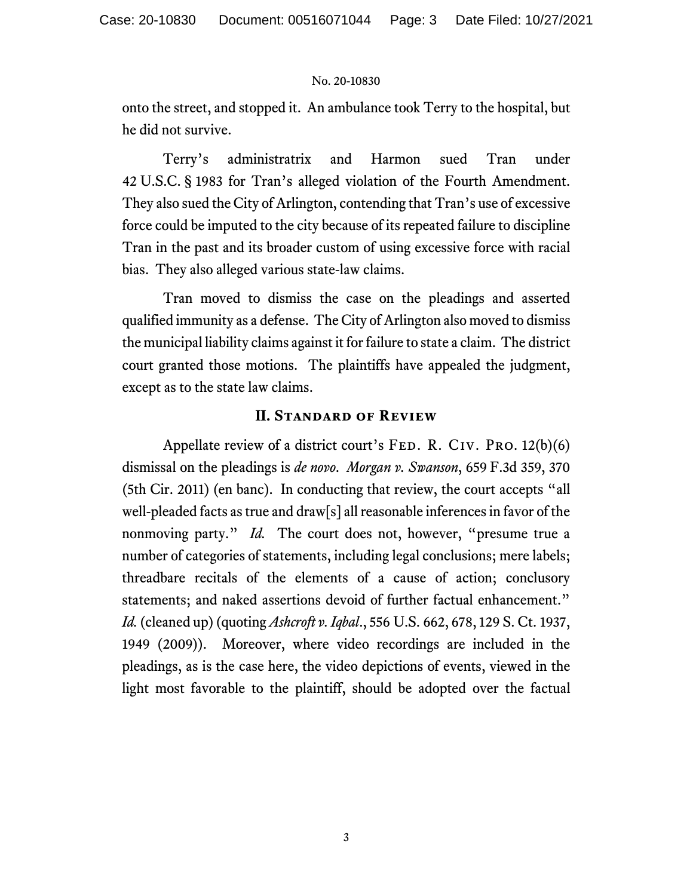onto the street, and stopped it. An ambulance took Terry to the hospital, but he did not survive.

Terry's administratrix and Harmon sued Tran under 42 U.S.C. § 1983 for Tran's alleged violation of the Fourth Amendment. They also sued the City of Arlington, contending that Tran's use of excessive force could be imputed to the city because of its repeated failure to discipline Tran in the past and its broader custom of using excessive force with racial bias. They also alleged various state-law claims.

Tran moved to dismiss the case on the pleadings and asserted qualified immunity as a defense. The City of Arlington also moved to dismiss the municipal liability claims against it for failure to state a claim. The district court granted those motions. The plaintiffs have appealed the judgment, except as to the state law claims.

## II. Standard of Review

Appellate review of a district court's Fed. R. Civ. Pro. 12(b)(6) dismissal on the pleadings is *de novo*. *Morgan v. Swanson*, 659 F.3d 359, 370 (5th Cir. 2011) (en banc). In conducting that review, the court accepts "all well-pleaded facts as true and draw[s] all reasonable inferences in favor of the nonmoving party." *Id.* The court does not, however, "presume true a number of categories of statements, including legal conclusions; mere labels; threadbare recitals of the elements of a cause of action; conclusory statements; and naked assertions devoid of further factual enhancement." *Id.* (cleaned up) (quoting *Ashcroft v. Iqbal*., 556 U.S. 662, 678, 129 S. Ct. 1937, 1949 (2009)). Moreover, where video recordings are included in the pleadings, as is the case here, the video depictions of events, viewed in the light most favorable to the plaintiff, should be adopted over the factual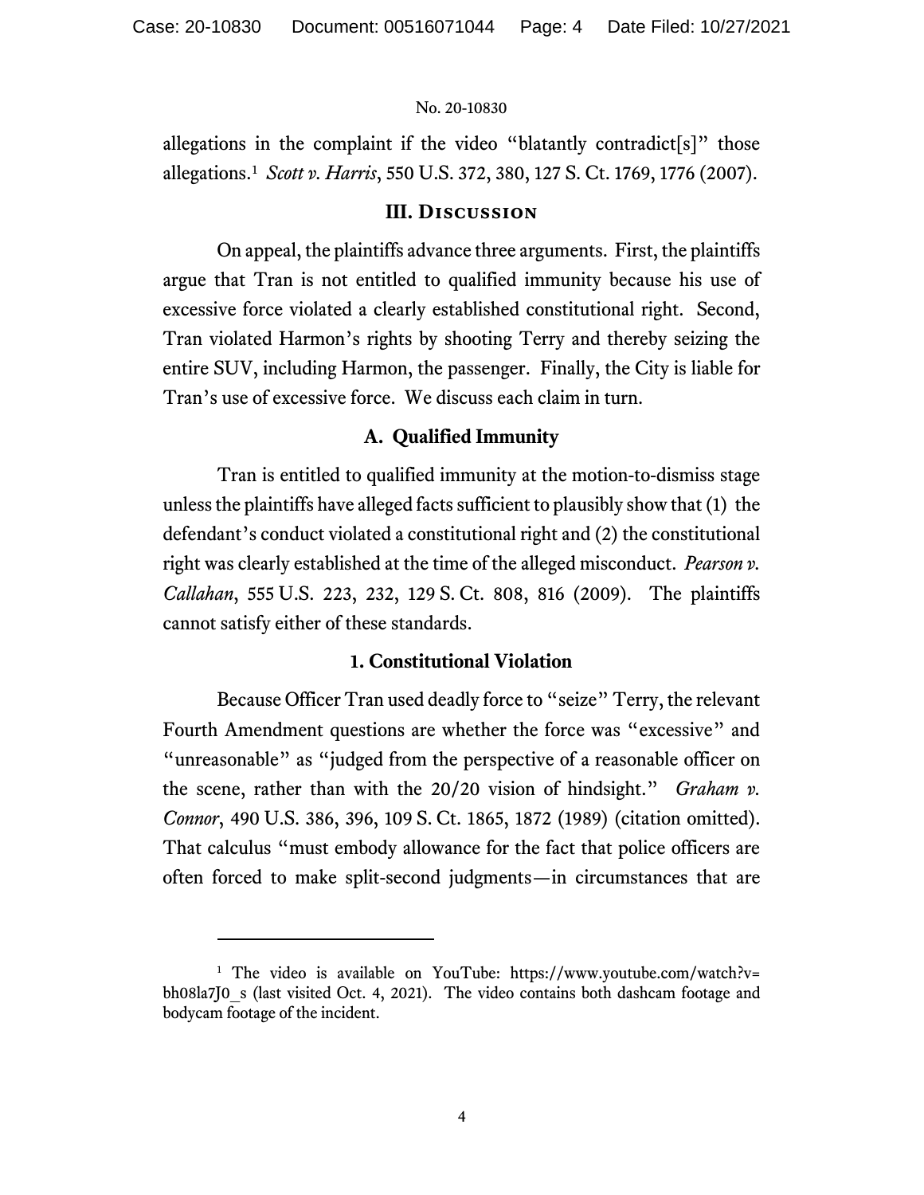allegations in the complaint if the video "blatantly contradict[s]" those allegations.[1] *Scott v. Harris*, 550 U.S. 372, 380, 127 S. Ct. 1769, 1776 (2007).

## III. Discussion

On appeal, the plaintiffs advance three arguments. First, the plaintiffs argue that Tran is not entitled to qualified immunity because his use of excessive force violated a clearly established constitutional right. Second, Tran violated Harmon's rights by shooting Terry and thereby seizing the entire SUV, including Harmon, the passenger. Finally, the City is liable for Tran's use of excessive force. We discuss each claim in turn.

### A. Qualified Immunity

Tran is entitled to qualified immunity at the motion-to-dismiss stage unless the plaintiffs have alleged facts sufficient to plausibly show that (1) the defendant's conduct violated a constitutional right and (2) the constitutional right was clearly established at the time of the alleged misconduct. *Pearson v. Callahan*, 555 U.S. 223, 232, 129 S. Ct. 808, 816 (2009). The plaintiffs cannot satisfy either of these standards.

#### 1. Constitutional Violation

Because Officer Tran used deadly force to "seize" Terry, the relevant Fourth Amendment questions are whether the force was "excessive" and "unreasonable" as "judged from the perspective of a reasonable officer on the scene, rather than with the 20/20 vision of hindsight." *Graham v. Connor*, 490 U.S. 386, 396, 109 S. Ct. 1865, 1872 (1989) (citation omitted). That calculus "must embody allowance for the fact that police officers are often forced to make split-second judgments—in circumstances that are

---

[1] The video is available on YouTube: https://www.youtube.com/watch?v=bh08la7J0_s (last visited Oct. 4, 2021). The video contains both dashcam footage and bodycam footage of the incident.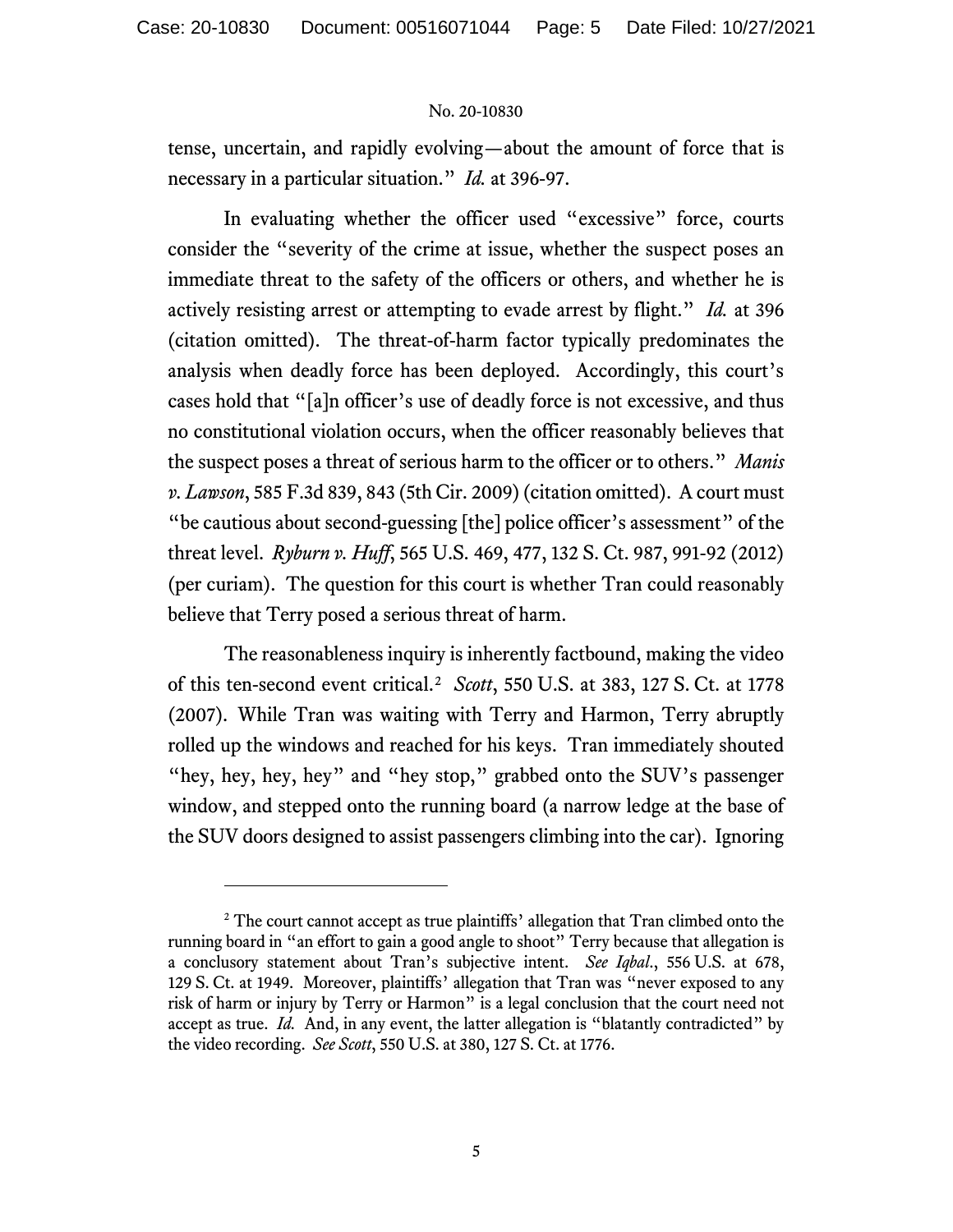tense, uncertain, and rapidly evolving—about the amount of force that is necessary in a particular situation." *Id.* at 396-97.

In evaluating whether the officer used "excessive" force, courts consider the "severity of the crime at issue, whether the suspect poses an immediate threat to the safety of the officers or others, and whether he is actively resisting arrest or attempting to evade arrest by flight." *Id.* at 396 (citation omitted). The threat-of-harm factor typically predominates the analysis when deadly force has been deployed. Accordingly, this court's cases hold that "[a]n officer's use of deadly force is not excessive, and thus no constitutional violation occurs, when the officer reasonably believes that the suspect poses a threat of serious harm to the officer or to others." *Manis v. Lawson*, 585 F.3d 839, 843 (5th Cir. 2009) (citation omitted). A court must "be cautious about second-guessing [the] police officer's assessment" of the threat level. *Ryburn v. Huff*, 565 U.S. 469, 477, 132 S. Ct. 987, 991-92 (2012) (per curiam). The question for this court is whether Tran could reasonably believe that Terry posed a serious threat of harm.

The reasonableness inquiry is inherently factbound, making the video of this ten-second event critical.[2] *Scott*, 550 U.S. at 383, 127 S. Ct. at 1778 (2007). While Tran was waiting with Terry and Harmon, Terry abruptly rolled up the windows and reached for his keys. Tran immediately shouted "hey, hey, hey, hey" and "hey stop," grabbed onto the SUV's passenger window, and stepped onto the running board (a narrow ledge at the base of the SUV doors designed to assist passengers climbing into the car). Ignoring

---

[2] The court cannot accept as true plaintiffs' allegation that Tran climbed onto the running board in "an effort to gain a good angle to shoot" Terry because that allegation is a conclusory statement about Tran's subjective intent. *See Iqbal.*, 556 U.S. at 678, 129 S. Ct. at 1949. Moreover, plaintiffs' allegation that Tran was "never exposed to any risk of harm or injury by Terry or Harmon" is a legal conclusion that the court need not accept as true. *Id.* And, in any event, the latter allegation is "blatantly contradicted" by the video recording. *See Scott*, 550 U.S. at 380, 127 S. Ct. at 1776.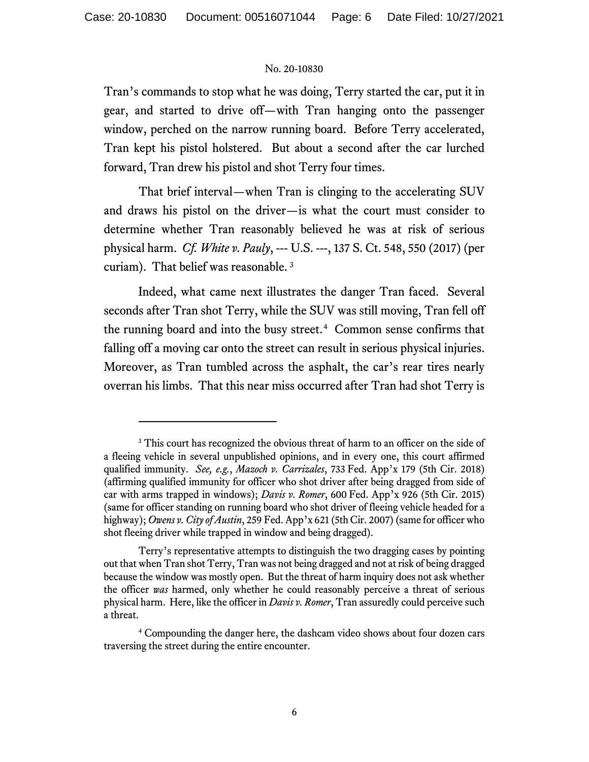Tran's commands to stop what he was doing, Terry started the car, put it in gear, and started to drive off—with Tran hanging onto the passenger window, perched on the narrow running board. Before Terry accelerated, Tran kept his pistol holstered. But about a second after the car lurched forward, Tran drew his pistol and shot Terry four times.

That brief interval—when Tran is clinging to the accelerating SUV and draws his pistol on the driver—is what the court must consider to determine whether Tran reasonably believed he was at risk of serious physical harm. *Cf. White v. Pauly*, --- U.S. ---, 137 S. Ct. 548, 550 (2017) (per curiam). That belief was reasonable.[3]

Indeed, what came next illustrates the danger Tran faced. Several seconds after Tran shot Terry, while the SUV was still moving, Tran fell off the running board and into the busy street.[4] Common sense confirms that falling off a moving car onto the street can result in serious physical injuries. Moreover, as Tran tumbled across the asphalt, the car's rear tires nearly overran his limbs. That this near miss occurred after Tran had shot Terry is

---

[3] This court has recognized the obvious threat of harm to an officer on the side of a fleeing vehicle in several unpublished opinions, and in every one, this court affirmed qualified immunity. *See, e.g.*, *Mazoch v. Carrizales*, 733 Fed. App'x 179 (5th Cir. 2018) (affirming qualified immunity for officer who shot driver after being dragged from side of car with arms trapped in windows); *Davis v. Romer*, 600 Fed. App'x 926 (5th Cir. 2015) (same for officer standing on running board who shot driver of fleeing vehicle headed for a highway); *Owens v. City of Austin*, 259 Fed. App'x 621 (5th Cir. 2007) (same for officer who shot fleeing driver while trapped in window and being dragged).

Terry's representative attempts to distinguish the two dragging cases by pointing out that when Tran shot Terry, Tran was not being dragged and not at risk of being dragged because the window was mostly open. But the threat of harm inquiry does not ask whether the officer *was* harmed, only whether he could reasonably perceive a threat of serious physical harm. Here, like the officer in *Davis v. Romer*, Tran assuredly could perceive such a threat.

[4] Compounding the danger here, the dashcam video shows about four dozen cars traversing the street during the entire encounter.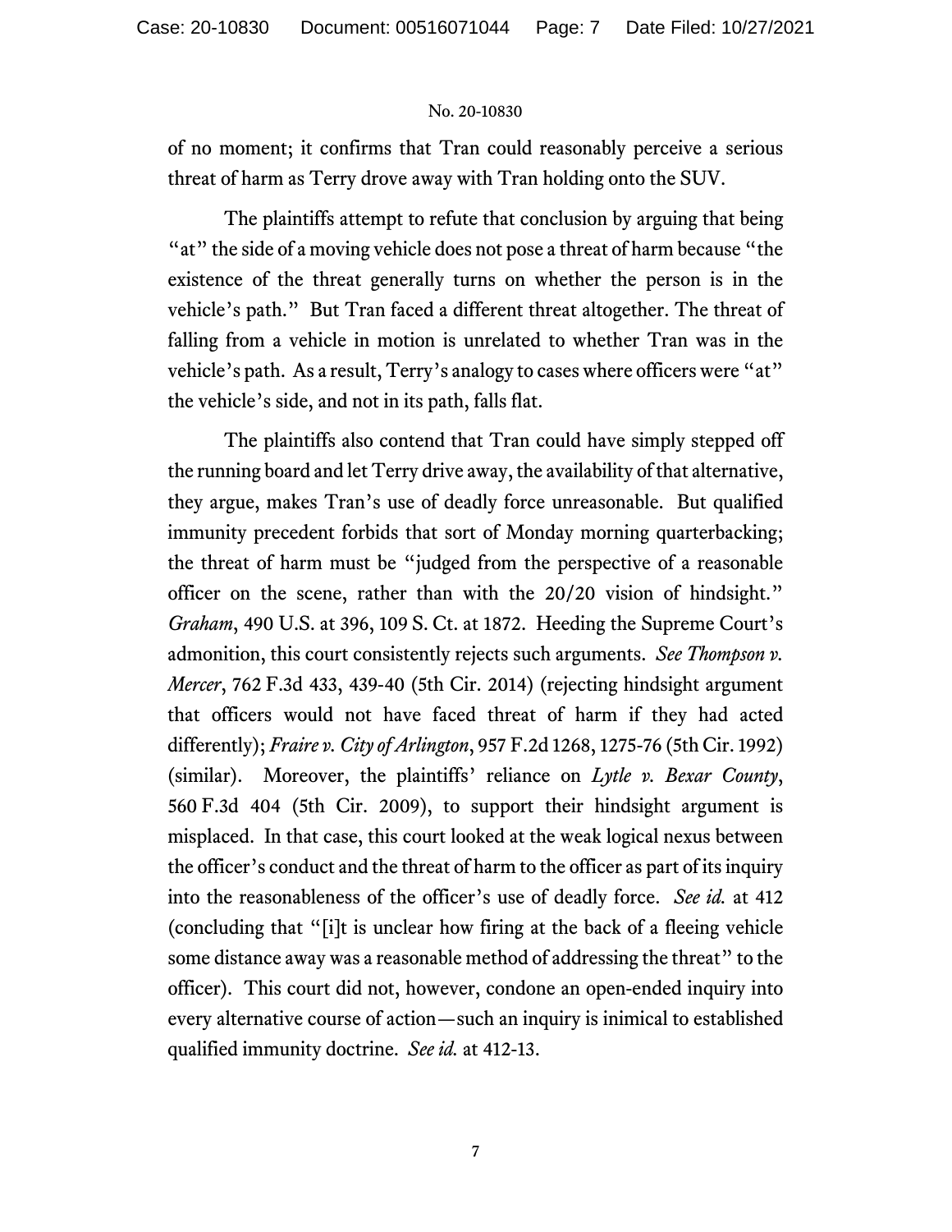of no moment; it confirms that Tran could reasonably perceive a serious threat of harm as Terry drove away with Tran holding onto the SUV.

The plaintiffs attempt to refute that conclusion by arguing that being "at" the side of a moving vehicle does not pose a threat of harm because "the existence of the threat generally turns on whether the person is in the vehicle's path." But Tran faced a different threat altogether. The threat of falling from a vehicle in motion is unrelated to whether Tran was in the vehicle's path. As a result, Terry's analogy to cases where officers were "at" the vehicle's side, and not in its path, falls flat.

The plaintiffs also contend that Tran could have simply stepped off the running board and let Terry drive away, the availability of that alternative, they argue, makes Tran's use of deadly force unreasonable. But qualified immunity precedent forbids that sort of Monday morning quarterbacking; the threat of harm must be "judged from the perspective of a reasonable officer on the scene, rather than with the 20/20 vision of hindsight." *Graham*, 490 U.S. at 396, 109 S. Ct. at 1872. Heeding the Supreme Court's admonition, this court consistently rejects such arguments. *See Thompson v. Mercer*, 762 F.3d 433, 439-40 (5th Cir. 2014) (rejecting hindsight argument that officers would not have faced threat of harm if they had acted differently); *Fraire v. City of Arlington*, 957 F.2d 1268, 1275-76 (5th Cir. 1992) (similar). Moreover, the plaintiffs' reliance on *Lytle v. Bexar County*, 560 F.3d 404 (5th Cir. 2009), to support their hindsight argument is misplaced. In that case, this court looked at the weak logical nexus between the officer's conduct and the threat of harm to the officer as part of its inquiry into the reasonableness of the officer's use of deadly force. *See id.* at 412 (concluding that "[i]t is unclear how firing at the back of a fleeing vehicle some distance away was a reasonable method of addressing the threat" to the officer). This court did not, however, condone an open-ended inquiry into every alternative course of action—such an inquiry is inimical to established qualified immunity doctrine. *See id.* at 412-13.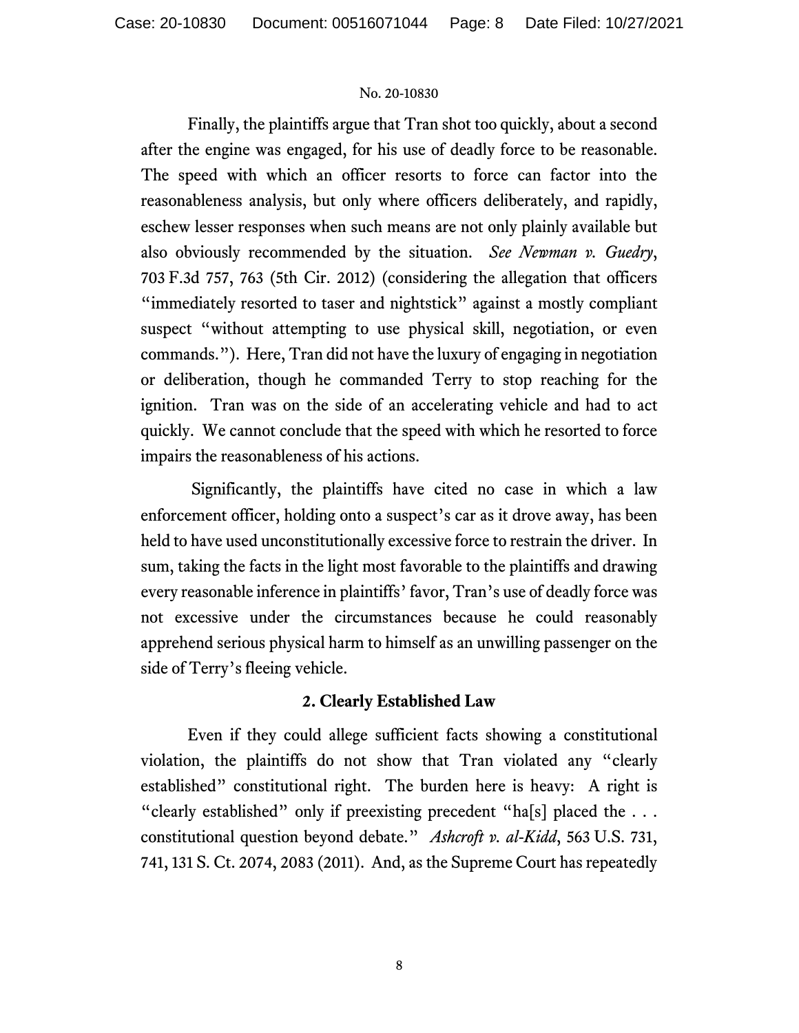Finally, the plaintiffs argue that Tran shot too quickly, about a second after the engine was engaged, for his use of deadly force to be reasonable. The speed with which an officer resorts to force can factor into the reasonableness analysis, but only where officers deliberately, and rapidly, eschew lesser responses when such means are not only plainly available but also obviously recommended by the situation. *See Newman v. Guedry*, 703 F.3d 757, 763 (5th Cir. 2012) (considering the allegation that officers "immediately resorted to taser and nightstick" against a mostly compliant suspect "without attempting to use physical skill, negotiation, or even commands."). Here, Tran did not have the luxury of engaging in negotiation or deliberation, though he commanded Terry to stop reaching for the ignition. Tran was on the side of an accelerating vehicle and had to act quickly. We cannot conclude that the speed with which he resorted to force impairs the reasonableness of his actions.

Significantly, the plaintiffs have cited no case in which a law enforcement officer, holding onto a suspect's car as it drove away, has been held to have used unconstitutionally excessive force to restrain the driver. In sum, taking the facts in the light most favorable to the plaintiffs and drawing every reasonable inference in plaintiffs' favor, Tran's use of deadly force was not excessive under the circumstances because he could reasonably apprehend serious physical harm to himself as an unwilling passenger on the side of Terry's fleeing vehicle.

### 2. Clearly Established Law

Even if they could allege sufficient facts showing a constitutional violation, the plaintiffs do not show that Tran violated any "clearly established" constitutional right. The burden here is heavy: A right is "clearly established" only if preexisting precedent "ha[s] placed the . . . constitutional question beyond debate." *Ashcroft v. al-Kidd*, 563 U.S. 731, 741, 131 S. Ct. 2074, 2083 (2011). And, as the Supreme Court has repeatedly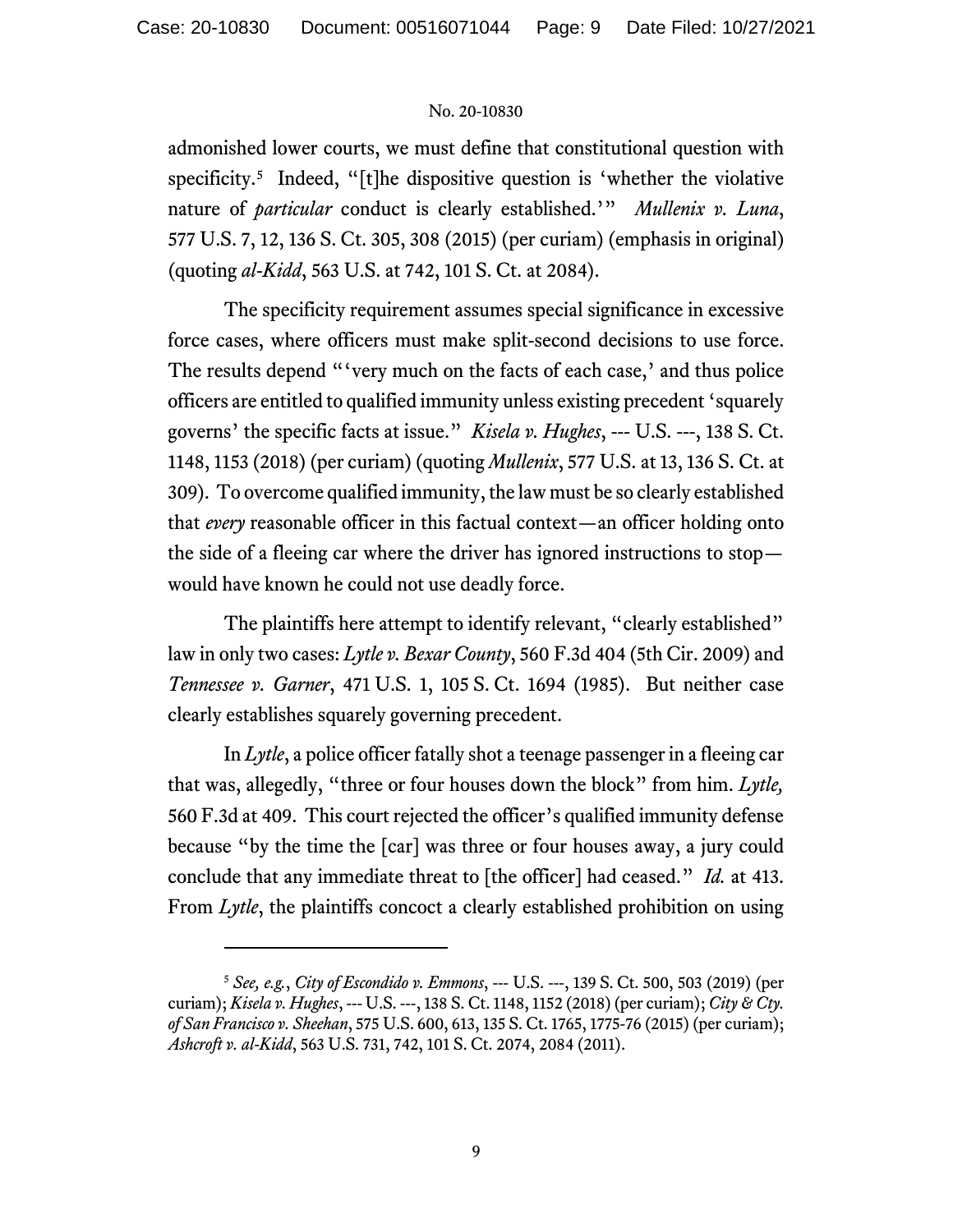admonished lower courts, we must define that constitutional question with specificity.[5] Indeed, "[t]he dispositive question is 'whether the violative nature of *particular* conduct is clearly established.'" *Mullenix v. Luna*, 577 U.S. 7, 12, 136 S. Ct. 305, 308 (2015) (per curiam) (emphasis in original) (quoting *al-Kidd*, 563 U.S. at 742, 101 S. Ct. at 2084).

The specificity requirement assumes special significance in excessive force cases, where officers must make split-second decisions to use force. The results depend "'very much on the facts of each case,' and thus police officers are entitled to qualified immunity unless existing precedent 'squarely governs' the specific facts at issue." *Kisela v. Hughes*, --- U.S. ---, 138 S. Ct. 1148, 1153 (2018) (per curiam) (quoting *Mullenix*, 577 U.S. at 13, 136 S. Ct. at 309). To overcome qualified immunity, the law must be so clearly established that *every* reasonable officer in this factual context—an officer holding onto the side of a fleeing car where the driver has ignored instructions to stop—would have known he could not use deadly force.

The plaintiffs here attempt to identify relevant, "clearly established" law in only two cases: *Lytle v. Bexar County*, 560 F.3d 404 (5th Cir. 2009) and *Tennessee v. Garner*, 471 U.S. 1, 105 S. Ct. 1694 (1985). But neither case clearly establishes squarely governing precedent.

In *Lytle*, a police officer fatally shot a teenage passenger in a fleeing car that was, allegedly, "three or four houses down the block" from him. *Lytle,* 560 F.3d at 409. This court rejected the officer's qualified immunity defense because "by the time the [car] was three or four houses away, a jury could conclude that any immediate threat to [the officer] had ceased." *Id.* at 413. From *Lytle*, the plaintiffs concoct a clearly established prohibition on using

---

[5] *See, e.g.*, *City of Escondido v. Emmons*, --- U.S. ---, 139 S. Ct. 500, 503 (2019) (per curiam); *Kisela v. Hughes*, --- U.S. ---, 138 S. Ct. 1148, 1152 (2018) (per curiam); *City & Cty. of San Francisco v. Sheehan*, 575 U.S. 600, 613, 135 S. Ct. 1765, 1775-76 (2015) (per curiam); *Ashcroft v. al-Kidd*, 563 U.S. 731, 742, 101 S. Ct. 2074, 2084 (2011).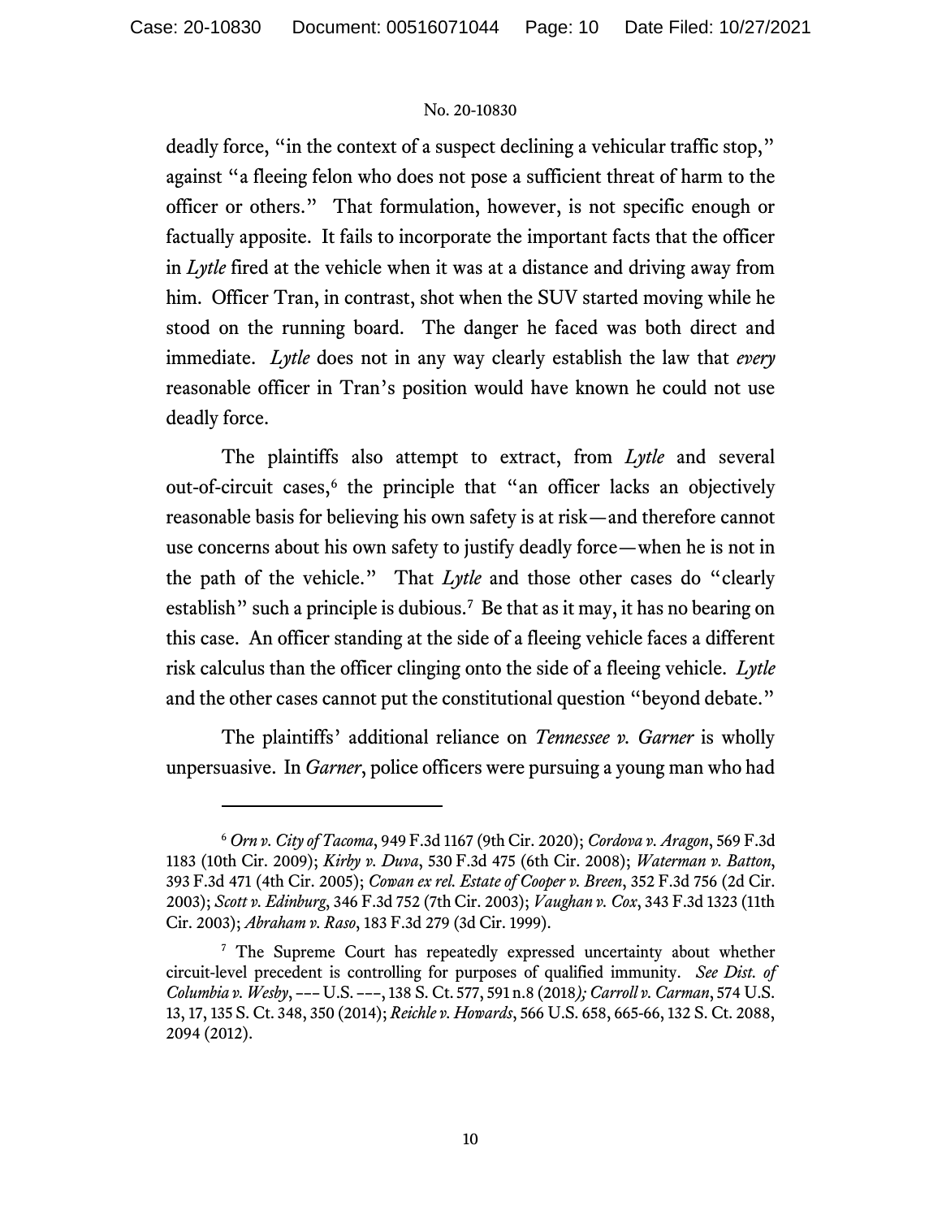deadly force, "in the context of a suspect declining a vehicular traffic stop," against "a fleeing felon who does not pose a sufficient threat of harm to the officer or others." That formulation, however, is not specific enough or factually apposite. It fails to incorporate the important facts that the officer in *Lytle* fired at the vehicle when it was at a distance and driving away from him. Officer Tran, in contrast, shot when the SUV started moving while he stood on the running board. The danger he faced was both direct and immediate. *Lytle* does not in any way clearly establish the law that *every* reasonable officer in Tran's position would have known he could not use deadly force.

The plaintiffs also attempt to extract, from *Lytle* and several out-of-circuit cases,[6] the principle that "an officer lacks an objectively reasonable basis for believing his own safety is at risk—and therefore cannot use concerns about his own safety to justify deadly force—when he is not in the path of the vehicle." That *Lytle* and those other cases do "clearly establish" such a principle is dubious.[7] Be that as it may, it has no bearing on this case. An officer standing at the side of a fleeing vehicle faces a different risk calculus than the officer clinging onto the side of a fleeing vehicle. *Lytle* and the other cases cannot put the constitutional question "beyond debate."

The plaintiffs' additional reliance on *Tennessee v. Garner* is wholly unpersuasive. In *Garner*, police officers were pursuing a young man who had

---

[6] *Orn v. City of Tacoma*, 949 F.3d 1167 (9th Cir. 2020); *Cordova v. Aragon*, 569 F.3d 1183 (10th Cir. 2009); *Kirby v. Duva*, 530 F.3d 475 (6th Cir. 2008); *Waterman v. Batton*, 393 F.3d 471 (4th Cir. 2005); *Cowan ex rel. Estate of Cooper v. Breen*, 352 F.3d 756 (2d Cir. 2003); *Scott v. Edinburg*, 346 F.3d 752 (7th Cir. 2003); *Vaughan v. Cox*, 343 F.3d 1323 (11th Cir. 2003); *Abraham v. Raso*, 183 F.3d 279 (3d Cir. 1999).

[7] The Supreme Court has repeatedly expressed uncertainty about whether circuit-level precedent is controlling for purposes of qualified immunity. *See Dist. of Columbia v. Wesby*, --- U.S. ---, 138 S. Ct. 577, 591 n.8 (2018); *Carroll v. Carman*, 574 U.S. 13, 17, 135 S. Ct. 348, 350 (2014); *Reichle v. Howards*, 566 U.S. 658, 665-66, 132 S. Ct. 2088, 2094 (2012).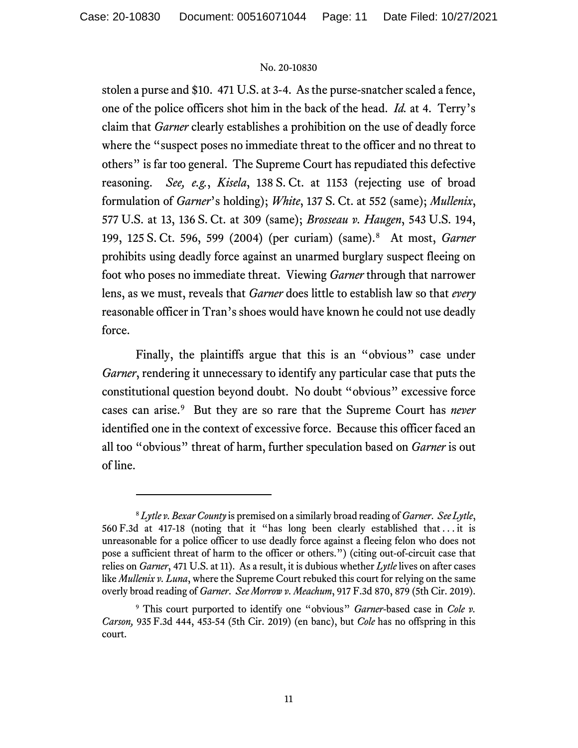stolen a purse and $10. 471 U.S. at 3-4. As the purse-snatcher scaled a fence, one of the police officers shot him in the back of the head. *Id.* at 4. Terry's claim that *Garner* clearly establishes a prohibition on the use of deadly force where the "suspect poses no immediate threat to the officer and no threat to others" is far too general. The Supreme Court has repudiated this defective reasoning. *See, e.g.*, *Kisela*, 138 S. Ct. at 1153 (rejecting use of broad formulation of *Garner*'s holding); *White*, 137 S. Ct. at 552 (same); *Mullenix*, 577 U.S. at 13, 136 S. Ct. at 309 (same); *Brosseau v. Haugen*, 543 U.S. 194, 199, 125 S. Ct. 596, 599 (2004) (per curiam) (same).[8] At most, *Garner* prohibits using deadly force against an unarmed burglary suspect fleeing on foot who poses no immediate threat. Viewing *Garner* through that narrower lens, as we must, reveals that *Garner* does little to establish law so that *every* reasonable officer in Tran's shoes would have known he could not use deadly force.

Finally, the plaintiffs argue that this is an "obvious" case under *Garner*, rendering it unnecessary to identify any particular case that puts the constitutional question beyond doubt. No doubt "obvious" excessive force cases can arise.[9] But they are so rare that the Supreme Court has *never* identified one in the context of excessive force. Because this officer faced an all too "obvious" threat of harm, further speculation based on *Garner* is out of line.

---

[8] *Lytle v. Bexar County* is premised on a similarly broad reading of *Garner*. *See Lytle*, 560 F.3d at 417-18 (noting that it "has long been clearly established that . . . it is unreasonable for a police officer to use deadly force against a fleeing felon who does not pose a sufficient threat of harm to the officer or others.") (citing out-of-circuit case that relies on *Garner*, 471 U.S. at 11). As a result, it is dubious whether *Lytle* lives on after cases like *Mullenix v. Luna*, where the Supreme Court rebuked this court for relying on the same overly broad reading of *Garner*. *See Morrow v. Meachum*, 917 F.3d 870, 879 (5th Cir. 2019).

[9] This court purported to identify one "obvious" *Garner*-based case in *Cole v. Carson,* 935 F.3d 444, 453-54 (5th Cir. 2019) (en banc), but *Cole* has no offspring in this court.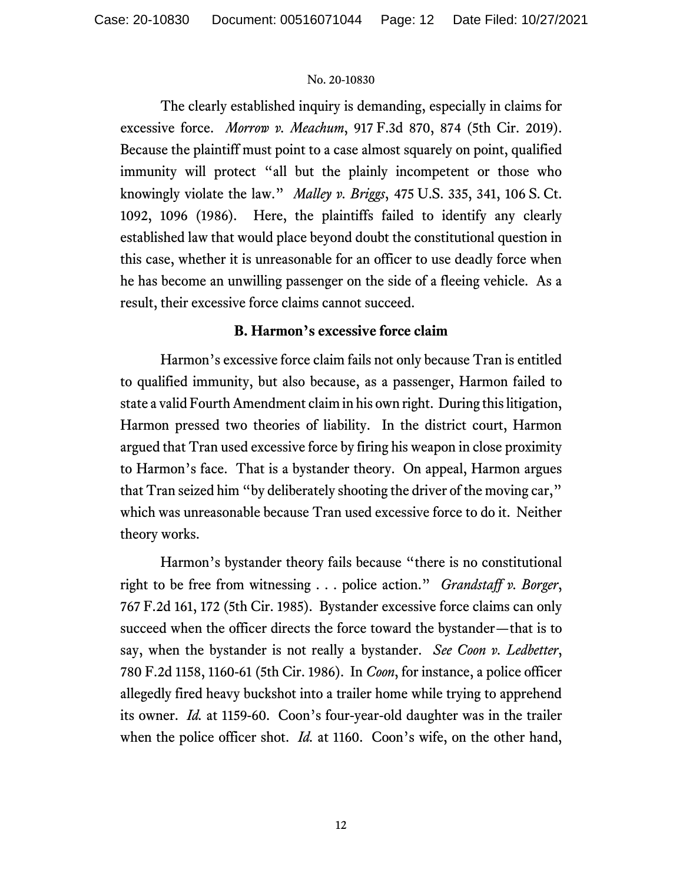The clearly established inquiry is demanding, especially in claims for excessive force. *Morrow v. Meachum*, 917 F.3d 870, 874 (5th Cir. 2019). Because the plaintiff must point to a case almost squarely on point, qualified immunity will protect "all but the plainly incompetent or those who knowingly violate the law." *Malley v. Briggs*, 475 U.S. 335, 341, 106 S. Ct. 1092, 1096 (1986). Here, the plaintiffs failed to identify any clearly established law that would place beyond doubt the constitutional question in this case, whether it is unreasonable for an officer to use deadly force when he has become an unwilling passenger on the side of a fleeing vehicle. As a result, their excessive force claims cannot succeed.

### B. Harmon's excessive force claim

Harmon's excessive force claim fails not only because Tran is entitled to qualified immunity, but also because, as a passenger, Harmon failed to state a valid Fourth Amendment claim in his own right. During this litigation, Harmon pressed two theories of liability. In the district court, Harmon argued that Tran used excessive force by firing his weapon in close proximity to Harmon's face. That is a bystander theory. On appeal, Harmon argues that Tran seized him "by deliberately shooting the driver of the moving car," which was unreasonable because Tran used excessive force to do it. Neither theory works.

Harmon's bystander theory fails because "there is no constitutional right to be free from witnessing . . . police action." *Grandstaff v. Borger*, 767 F.2d 161, 172 (5th Cir. 1985). Bystander excessive force claims can only succeed when the officer directs the force toward the bystander—that is to say, when the bystander is not really a bystander. *See Coon v. Ledbetter*, 780 F.2d 1158, 1160-61 (5th Cir. 1986). In *Coon*, for instance, a police officer allegedly fired heavy buckshot into a trailer home while trying to apprehend its owner. *Id.* at 1159-60. Coon's four-year-old daughter was in the trailer when the police officer shot. *Id.* at 1160. Coon's wife, on the other hand,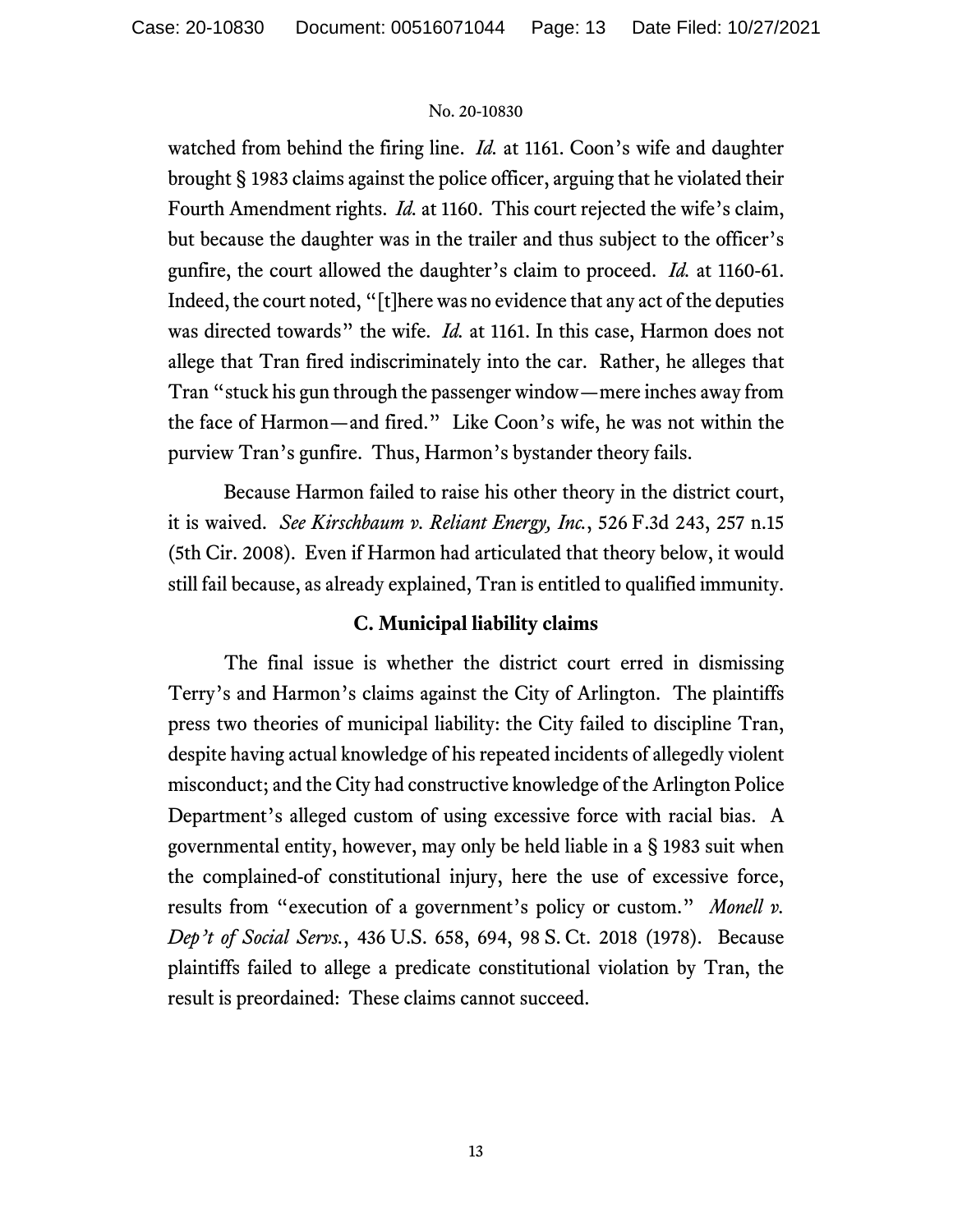watched from behind the firing line. *Id.* at 1161. Coon's wife and daughter brought § 1983 claims against the police officer, arguing that he violated their Fourth Amendment rights. *Id.* at 1160. This court rejected the wife's claim, but because the daughter was in the trailer and thus subject to the officer's gunfire, the court allowed the daughter's claim to proceed. *Id.* at 1160-61. Indeed, the court noted, "[t]here was no evidence that any act of the deputies was directed towards" the wife. *Id.* at 1161. In this case, Harmon does not allege that Tran fired indiscriminately into the car. Rather, he alleges that Tran "stuck his gun through the passenger window—mere inches away from the face of Harmon—and fired." Like Coon's wife, he was not within the purview Tran's gunfire. Thus, Harmon's bystander theory fails.

Because Harmon failed to raise his other theory in the district court, it is waived. *See Kirschbaum v. Reliant Energy, Inc.*, 526 F.3d 243, 257 n.15 (5th Cir. 2008). Even if Harmon had articulated that theory below, it would still fail because, as already explained, Tran is entitled to qualified immunity.

### C. Municipal liability claims

The final issue is whether the district court erred in dismissing Terry's and Harmon's claims against the City of Arlington. The plaintiffs press two theories of municipal liability: the City failed to discipline Tran, despite having actual knowledge of his repeated incidents of allegedly violent misconduct; and the City had constructive knowledge of the Arlington Police Department's alleged custom of using excessive force with racial bias. A governmental entity, however, may only be held liable in a § 1983 suit when the complained-of constitutional injury, here the use of excessive force, results from "execution of a government's policy or custom." *Monell v. Dep't of Social Servs.*, 436 U.S. 658, 694, 98 S. Ct. 2018 (1978). Because plaintiffs failed to allege a predicate constitutional violation by Tran, the result is preordained: These claims cannot succeed.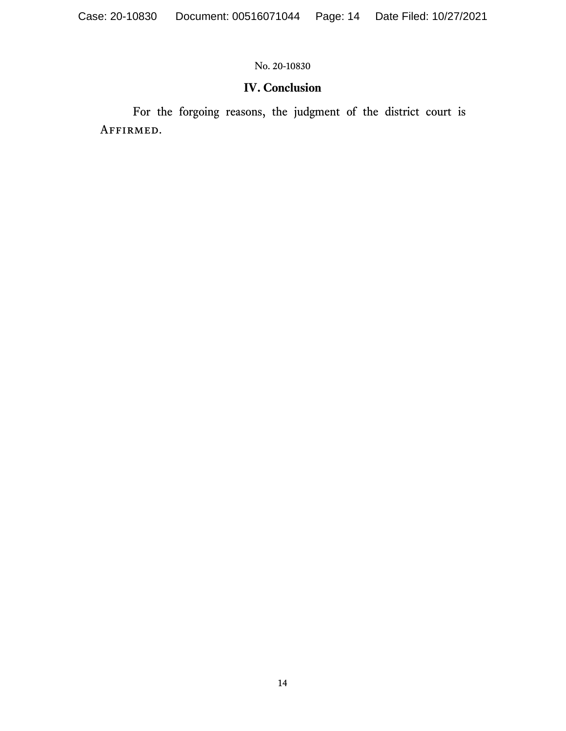## IV. Conclusion

For the forgoing reasons, the judgment of the district court is AFFIRMED.